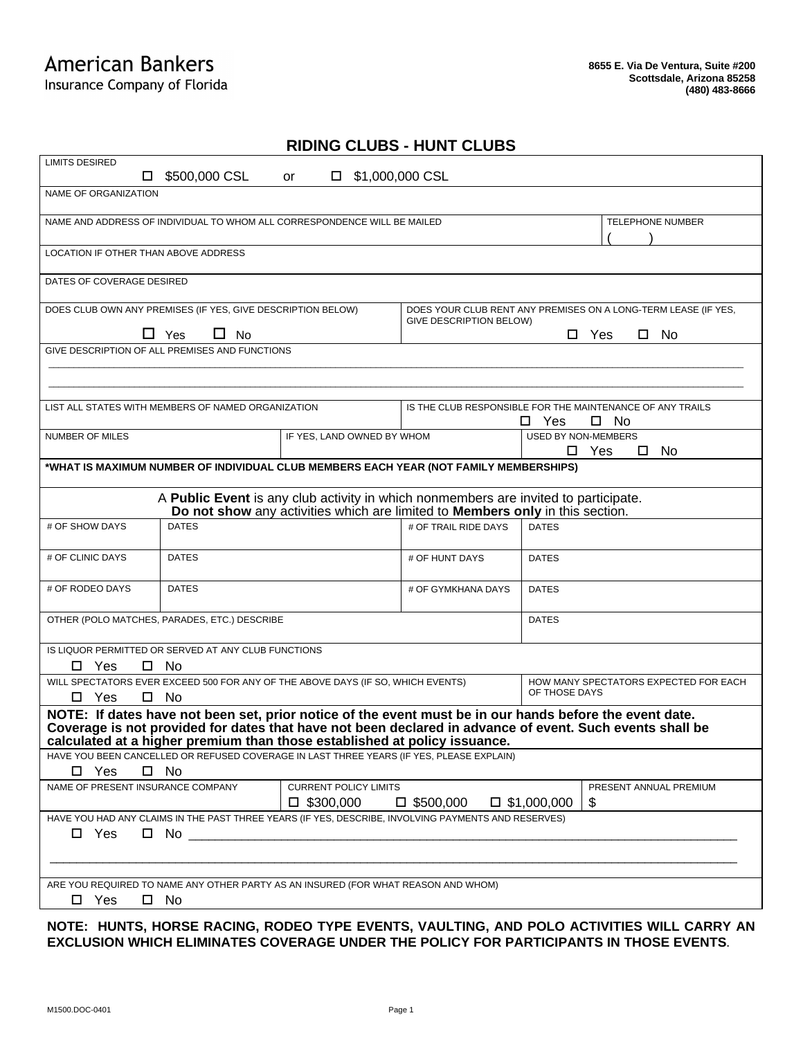American Bankers
Insurance Company of Florida

**8655 E. Via De Ventura, Suite #200**
**Scottsdale, Arizona 85258**
**(480) 483-8666**

## RIDING CLUBS - HUNT CLUBS

LIMITS DESIRED

☐ $500,000 CSL or ☐ $1,000,000 CSL

NAME OF ORGANIZATION

| NAME AND ADDRESS OF INDIVIDUAL TO WHOM ALL CORRESPONDENCE WILL BE MAILED | TELEPHONE NUMBER ( ) |
|---|---|

LOCATION IF OTHER THAN ABOVE ADDRESS

DATES OF COVERAGE DESIRED

| DOES CLUB OWN ANY PREMISES (IF YES, GIVE DESCRIPTION BELOW) ☐ Yes ☐ No | DOES YOUR CLUB RENT ANY PREMISES ON A LONG-TERM LEASE (IF YES, GIVE DESCRIPTION BELOW) ☐ Yes ☐ No |
|---|---|

GIVE DESCRIPTION OF ALL PREMISES AND FUNCTIONS

_______________________________________________

_______________________________________________

| LIST ALL STATES WITH MEMBERS OF NAMED ORGANIZATION | | IS THE CLUB RESPONSIBLE FOR THE MAINTENANCE OF ANY TRAILS ☐ Yes ☐ No |
|---|---|---|
| NUMBER OF MILES | IF YES, LAND OWNED BY WHOM | USED BY NON-MEMBERS ☐ Yes ☐ No |

***WHAT IS MAXIMUM NUMBER OF INDIVIDUAL CLUB MEMBERS EACH YEAR (NOT FAMILY MEMBERSHIPS)**

A **Public Event** is any club activity in which nonmembers are invited to participate.
**Do not show** any activities which are limited to **Members only** in this section.

| # OF SHOW DAYS | DATES | # OF TRAIL RIDE DAYS | DATES |
|---|---|---|---|
| # OF CLINIC DAYS | DATES | # OF HUNT DAYS | DATES |
| # OF RODEO DAYS | DATES | # OF GYMKHANA DAYS | DATES |
| OTHER (POLO MATCHES, PARADES, ETC.) DESCRIBE | | | DATES |

IS LIQUOR PERMITTED OR SERVED AT ANY CLUB FUNCTIONS

☐ Yes ☐ No

| WILL SPECTATORS EVER EXCEED 500 FOR ANY OF THE ABOVE DAYS (IF SO, WHICH EVENTS) ☐ Yes ☐ No | HOW MANY SPECTATORS EXPECTED FOR EACH OF THOSE DAYS |
|---|---|

**NOTE: If dates have not been set, prior notice of the event must be in our hands before the event date. Coverage is not provided for dates that have not been declared in advance of event. Such events shall be calculated at a higher premium than those established at policy issuance.**

HAVE YOU BEEN CANCELLED OR REFUSED COVERAGE IN LAST THREE YEARS (IF YES, PLEASE EXPLAIN)

☐ Yes ☐ No

| NAME OF PRESENT INSURANCE COMPANY | CURRENT POLICY LIMITS ☐ $300,000 ☐ $500,000 ☐ $1,000,000 | PRESENT ANNUAL PREMIUM $ |
|---|---|---|

HAVE YOU HAD ANY CLAIMS IN THE PAST THREE YEARS (IF YES, DESCRIBE, INVOLVING PAYMENTS AND RESERVES)

☐ Yes ☐ No _______________________________________________

_______________________________________________

ARE YOU REQUIRED TO NAME ANY OTHER PARTY AS AN INSURED (FOR WHAT REASON AND WHOM)

☐ Yes ☐ No

**NOTE: HUNTS, HORSE RACING, RODEO TYPE EVENTS, VAULTING, AND POLO ACTIVITIES WILL CARRY AN EXCLUSION WHICH ELIMINATES COVERAGE UNDER THE POLICY FOR PARTICIPANTS IN THOSE EVENTS.**

M1500.DOC-0401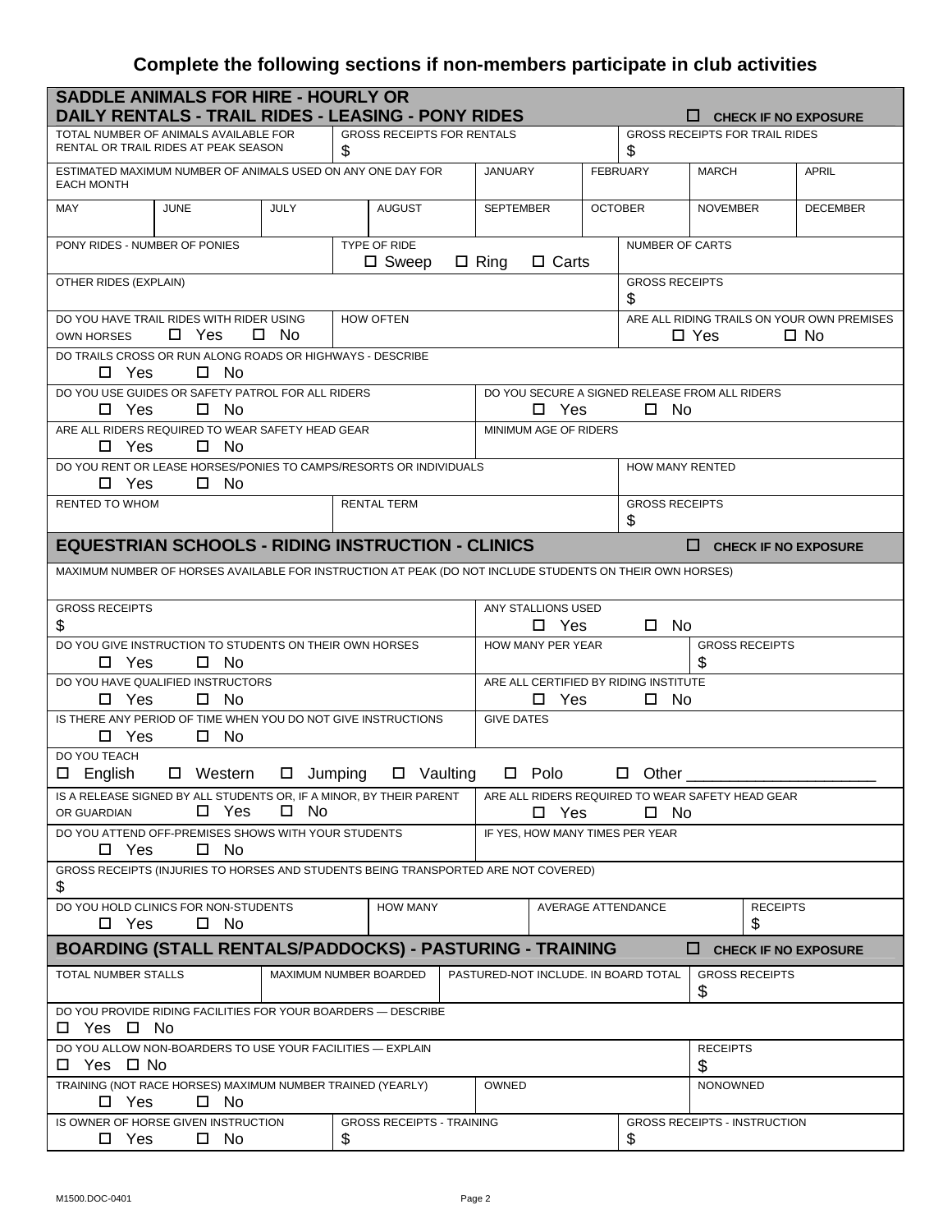## Complete the following sections if non-members participate in club activities

### SADDLE ANIMALS FOR HIRE - HOURLY OR DAILY RENTALS - TRAIL RIDES - LEASING - PONY RIDES

☐ CHECK IF NO EXPOSURE

| TOTAL NUMBER OF ANIMALS AVAILABLE FOR RENTAL OR TRAIL RIDES AT PEAK SEASON | GROSS RECEIPTS FOR RENTALS $ | GROSS RECEIPTS FOR TRAIL RIDES $ |
|---|---|---|

| ESTIMATED MAXIMUM NUMBER OF ANIMALS USED ON ANY ONE DAY FOR EACH MONTH | JANUARY | FEBRUARY | MARCH | APRIL |
|---|---|---|---|---|
| MAY | JUNE | JULY | AUGUST | SEPTEMBER | OCTOBER | NOVEMBER | DECEMBER |

PONY RIDES - NUMBER OF PONIES

TYPE OF RIDE ☐ Sweep ☐ Ring ☐ Carts

NUMBER OF CARTS

OTHER RIDES (EXPLAIN)

GROSS RECEIPTS $

DO YOU HAVE TRAIL RIDES WITH RIDER USING OWN HORSES ☐ Yes ☐ No

HOW OFTEN

ARE ALL RIDING TRAILS ON YOUR OWN PREMISES ☐ Yes ☐ No

DO TRAILS CROSS OR RUN ALONG ROADS OR HIGHWAYS - DESCRIBE ☐ Yes ☐ No

DO YOU USE GUIDES OR SAFETY PATROL FOR ALL RIDERS ☐ Yes ☐ No

DO YOU SECURE A SIGNED RELEASE FROM ALL RIDERS ☐ Yes ☐ No

ARE ALL RIDERS REQUIRED TO WEAR SAFETY HEAD GEAR ☐ Yes ☐ No

MINIMUM AGE OF RIDERS

DO YOU RENT OR LEASE HORSES/PONIES TO CAMPS/RESORTS OR INDIVIDUALS ☐ Yes ☐ No

HOW MANY RENTED

RENTED TO WHOM

RENTAL TERM

GROSS RECEIPTS $

### EQUESTRIAN SCHOOLS - RIDING INSTRUCTION - CLINICS

☐ CHECK IF NO EXPOSURE

MAXIMUM NUMBER OF HORSES AVAILABLE FOR INSTRUCTION AT PEAK (DO NOT INCLUDE STUDENTS ON THEIR OWN HORSES)

GROSS RECEIPTS $

ANY STALLIONS USED ☐ Yes ☐ No

DO YOU GIVE INSTRUCTION TO STUDENTS ON THEIR OWN HORSES ☐ Yes ☐ No

HOW MANY PER YEAR

GROSS RECEIPTS $

DO YOU HAVE QUALIFIED INSTRUCTORS ☐ Yes ☐ No

ARE ALL CERTIFIED BY RIDING INSTITUTE ☐ Yes ☐ No

IS THERE ANY PERIOD OF TIME WHEN YOU DO NOT GIVE INSTRUCTIONS ☐ Yes ☐ No

GIVE DATES

DO YOU TEACH
☐ English ☐ Western ☐ Jumping ☐ Vaulting ☐ Polo ☐ Other ______________________

IS A RELEASE SIGNED BY ALL STUDENTS OR, IF A MINOR, BY THEIR PARENT OR GUARDIAN ☐ Yes ☐ No

ARE ALL RIDERS REQUIRED TO WEAR SAFETY HEAD GEAR ☐ Yes ☐ No

DO YOU ATTEND OFF-PREMISES SHOWS WITH YOUR STUDENTS ☐ Yes ☐ No

IF YES, HOW MANY TIMES PER YEAR

GROSS RECEIPTS (INJURIES TO HORSES AND STUDENTS BEING TRANSPORTED ARE NOT COVERED)
$

DO YOU HOLD CLINICS FOR NON-STUDENTS ☐ Yes ☐ No

HOW MANY

AVERAGE ATTENDANCE

RECEIPTS $

### BOARDING (STALL RENTALS/PADDOCKS) - PASTURING - TRAINING

☐ CHECK IF NO EXPOSURE

| TOTAL NUMBER STALLS | MAXIMUM NUMBER BOARDED | PASTURED-NOT INCLUDE. IN BOARD TOTAL | GROSS RECEIPTS $ |
|---|---|---|---|

DO YOU PROVIDE RIDING FACILITIES FOR YOUR BOARDERS — DESCRIBE
☐ Yes ☐ No

DO YOU ALLOW NON-BOARDERS TO USE YOUR FACILITIES — EXPLAIN
☐ Yes ☐ No

RECEIPTS $

TRAINING (NOT RACE HORSES) MAXIMUM NUMBER TRAINED (YEARLY) ☐ Yes ☐ No

OWNED

NONOWNED

IS OWNER OF HORSE GIVEN INSTRUCTION ☐ Yes ☐ No

GROSS RECEIPTS - TRAINING $

GROSS RECEIPTS - INSTRUCTION $

M1500.DOC-0401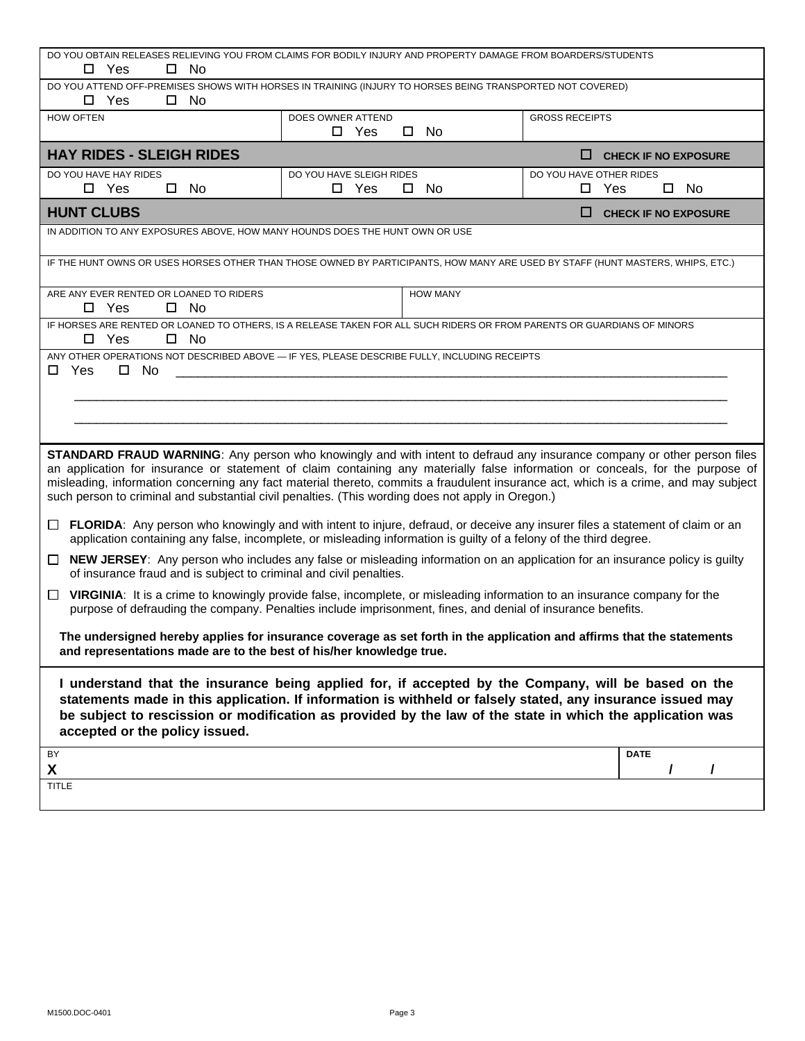DO YOU OBTAIN RELEASES RELIEVING YOU FROM CLAIMS FOR BODILY INJURY AND PROPERTY DAMAGE FROM BOARDERS/STUDENTS

☐ Yes ☐ No

DO YOU ATTEND OFF-PREMISES SHOWS WITH HORSES IN TRAINING (INJURY TO HORSES BEING TRANSPORTED NOT COVERED)

☐ Yes ☐ No

| HOW OFTEN | DOES OWNER ATTEND | GROSS RECEIPTS |
|---|---|---|
| | ☐ Yes ☐ No | |

## HAY RIDES - SLEIGH RIDES

☐ **CHECK IF NO EXPOSURE**

| DO YOU HAVE HAY RIDES | DO YOU HAVE SLEIGH RIDES | DO YOU HAVE OTHER RIDES |
|---|---|---|
| ☐ Yes ☐ No | ☐ Yes ☐ No | ☐ Yes ☐ No |

## HUNT CLUBS

☐ **CHECK IF NO EXPOSURE**

IN ADDITION TO ANY EXPOSURES ABOVE, HOW MANY HOUNDS DOES THE HUNT OWN OR USE

IF THE HUNT OWNS OR USES HORSES OTHER THAN THOSE OWNED BY PARTICIPANTS, HOW MANY ARE USED BY STAFF (HUNT MASTERS, WHIPS, ETC.)

| ARE ANY EVER RENTED OR LOANED TO RIDERS | HOW MANY |
|---|---|
| ☐ Yes ☐ No | |

IF HORSES ARE RENTED OR LOANED TO OTHERS, IS A RELEASE TAKEN FOR ALL SUCH RIDERS OR FROM PARENTS OR GUARDIANS OF MINORS

☐ Yes ☐ No

ANY OTHER OPERATIONS NOT DESCRIBED ABOVE — IF YES, PLEASE DESCRIBE FULLY, INCLUDING RECEIPTS

☐ Yes ☐ No ______________________________________________________________________________

______________________________________________________________________________

______________________________________________________________________________

**STANDARD FRAUD WARNING**: Any person who knowingly and with intent to defraud any insurance company or other person files an application for insurance or statement of claim containing any materially false information or conceals, for the purpose of misleading, information concerning any fact material thereto, commits a fraudulent insurance act, which is a crime, and may subject such person to criminal and substantial civil penalties. (This wording does not apply in Oregon.)

☐ **FLORIDA**: Any person who knowingly and with intent to injure, defraud, or deceive any insurer files a statement of claim or an application containing any false, incomplete, or misleading information is guilty of a felony of the third degree.

☐ **NEW JERSEY**: Any person who includes any false or misleading information on an application for an insurance policy is guilty of insurance fraud and is subject to criminal and civil penalties.

☐ **VIRGINIA**: It is a crime to knowingly provide false, incomplete, or misleading information to an insurance company for the purpose of defrauding the company. Penalties include imprisonment, fines, and denial of insurance benefits.

**The undersigned hereby applies for insurance coverage as set forth in the application and affirms that the statements and representations made are to the best of his/her knowledge true.**

**I understand that the insurance being applied for, if accepted by the Company, will be based on the statements made in this application. If information is withheld or falsely stated, any insurance issued may be subject to rescission or modification as provided by the law of the state in which the application was accepted or the policy issued.**

| BY | DATE |
|---|---|
| **X** | **/ /** |

TITLE

M1500.DOC-0401